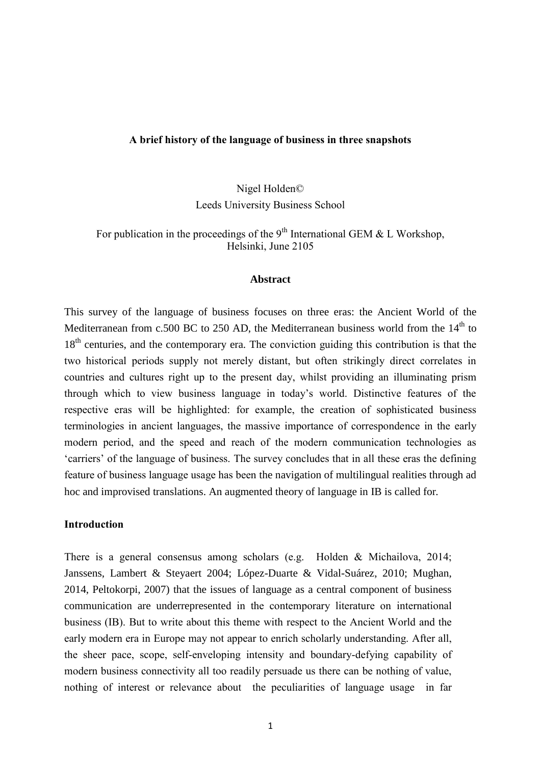**A brief history of the language of business in three snapshots**

Nigel Holden©
Leeds University Business School

For publication in the proceedings of the 9th International GEM & L Workshop, Helsinki, June 2105

**Abstract**

This survey of the language of business focuses on three eras: the Ancient World of the Mediterranean from c.500 BC to 250 AD, the Mediterranean business world from the 14th to 18th centuries, and the contemporary era. The conviction guiding this contribution is that the two historical periods supply not merely distant, but often strikingly direct correlates in countries and cultures right up to the present day, whilst providing an illuminating prism through which to view business language in today's world. Distinctive features of the respective eras will be highlighted: for example, the creation of sophisticated business terminologies in ancient languages, the massive importance of correspondence in the early modern period, and the speed and reach of the modern communication technologies as 'carriers' of the language of business. The survey concludes that in all these eras the defining feature of business language usage has been the navigation of multilingual realities through ad hoc and improvised translations. An augmented theory of language in IB is called for.

**Introduction**

There is a general consensus among scholars (e.g. Holden & Michailova, 2014; Janssens, Lambert & Steyaert 2004; López-Duarte & Vidal-Suárez, 2010; Mughan, 2014, Peltokorpi, 2007) that the issues of language as a central component of business communication are underrepresented in the contemporary literature on international business (IB). But to write about this theme with respect to the Ancient World and the early modern era in Europe may not appear to enrich scholarly understanding. After all, the sheer pace, scope, self-enveloping intensity and boundary-defying capability of modern business connectivity all too readily persuade us there can be nothing of value, nothing of interest or relevance about the peculiarities of language usage in far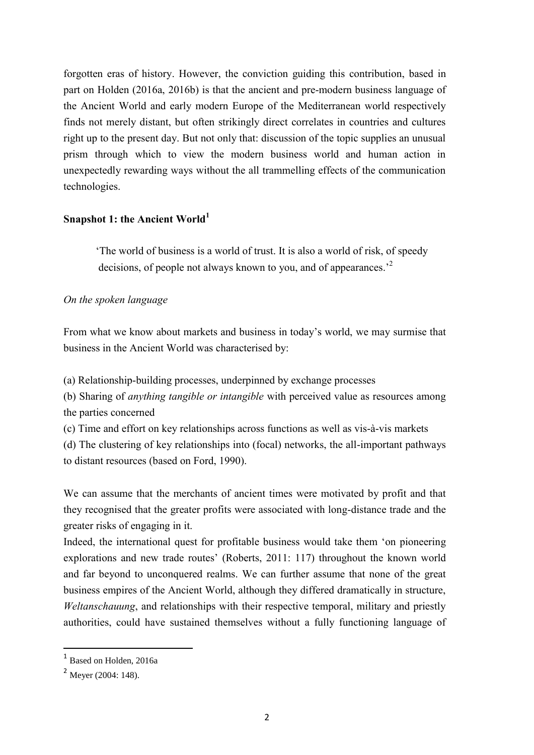forgotten eras of history. However, the conviction guiding this contribution, based in part on Holden (2016a, 2016b) is that the ancient and pre-modern business language of the Ancient World and early modern Europe of the Mediterranean world respectively finds not merely distant, but often strikingly direct correlates in countries and cultures right up to the present day. But not only that: discussion of the topic supplies an unusual prism through which to view the modern business world and human action in unexpectedly rewarding ways without the all trammelling effects of the communication technologies.

## Snapshot 1: the Ancient World[1]

> 'The world of business is a world of trust. It is also a world of risk, of speedy decisions, of people not always known to you, and of appearances.'[2]

*On the spoken language*

From what we know about markets and business in today's world, we may surmise that business in the Ancient World was characterised by:

(a) Relationship-building processes, underpinned by exchange processes
(b) Sharing of *anything tangible or intangible* with perceived value as resources among the parties concerned
(c) Time and effort on key relationships across functions as well as vis-à-vis markets
(d) The clustering of key relationships into (focal) networks, the all-important pathways to distant resources (based on Ford, 1990).

We can assume that the merchants of ancient times were motivated by profit and that they recognised that the greater profits were associated with long-distance trade and the greater risks of engaging in it.

Indeed, the international quest for profitable business would take them 'on pioneering explorations and new trade routes' (Roberts, 2011: 117) throughout the known world and far beyond to unconquered realms. We can further assume that none of the great business empires of the Ancient World, although they differed dramatically in structure, *Weltanschauung*, and relationships with their respective temporal, military and priestly authorities, could have sustained themselves without a fully functioning language of

---

[1] Based on Holden, 2016a

[2] Meyer (2004: 148).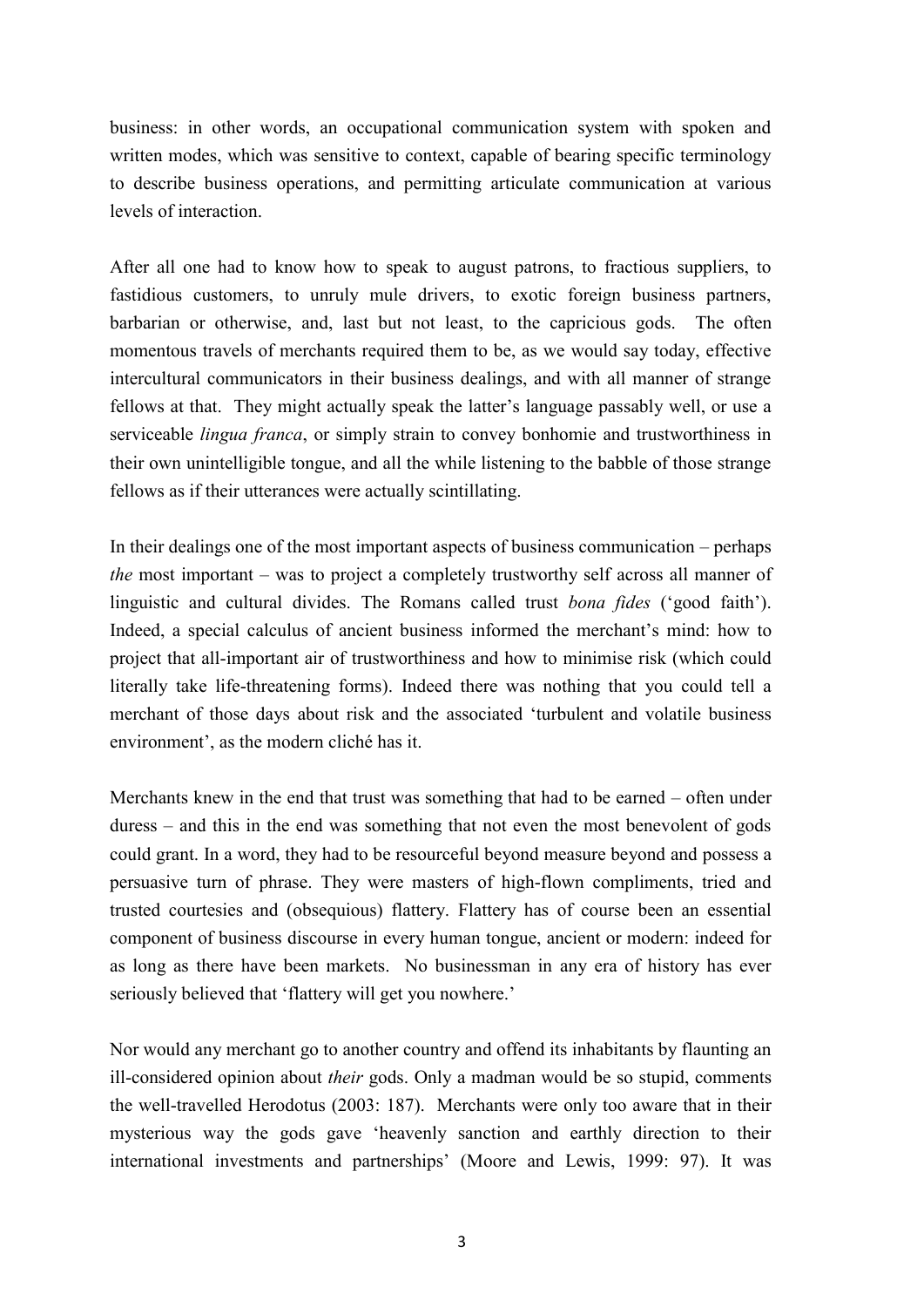business: in other words, an occupational communication system with spoken and written modes, which was sensitive to context, capable of bearing specific terminology to describe business operations, and permitting articulate communication at various levels of interaction.

After all one had to know how to speak to august patrons, to fractious suppliers, to fastidious customers, to unruly mule drivers, to exotic foreign business partners, barbarian or otherwise, and, last but not least, to the capricious gods. The often momentous travels of merchants required them to be, as we would say today, effective intercultural communicators in their business dealings, and with all manner of strange fellows at that. They might actually speak the latter's language passably well, or use a serviceable *lingua franca*, or simply strain to convey bonhomie and trustworthiness in their own unintelligible tongue, and all the while listening to the babble of those strange fellows as if their utterances were actually scintillating.

In their dealings one of the most important aspects of business communication – perhaps *the* most important – was to project a completely trustworthy self across all manner of linguistic and cultural divides. The Romans called trust *bona fides* ('good faith'). Indeed, a special calculus of ancient business informed the merchant's mind: how to project that all-important air of trustworthiness and how to minimise risk (which could literally take life-threatening forms). Indeed there was nothing that you could tell a merchant of those days about risk and the associated 'turbulent and volatile business environment', as the modern cliché has it.

Merchants knew in the end that trust was something that had to be earned – often under duress – and this in the end was something that not even the most benevolent of gods could grant. In a word, they had to be resourceful beyond measure beyond and possess a persuasive turn of phrase. They were masters of high-flown compliments, tried and trusted courtesies and (obsequious) flattery. Flattery has of course been an essential component of business discourse in every human tongue, ancient or modern: indeed for as long as there have been markets. No businessman in any era of history has ever seriously believed that 'flattery will get you nowhere.'

Nor would any merchant go to another country and offend its inhabitants by flaunting an ill-considered opinion about *their* gods. Only a madman would be so stupid, comments the well-travelled Herodotus (2003: 187). Merchants were only too aware that in their mysterious way the gods gave 'heavenly sanction and earthly direction to their international investments and partnerships' (Moore and Lewis, 1999: 97). It was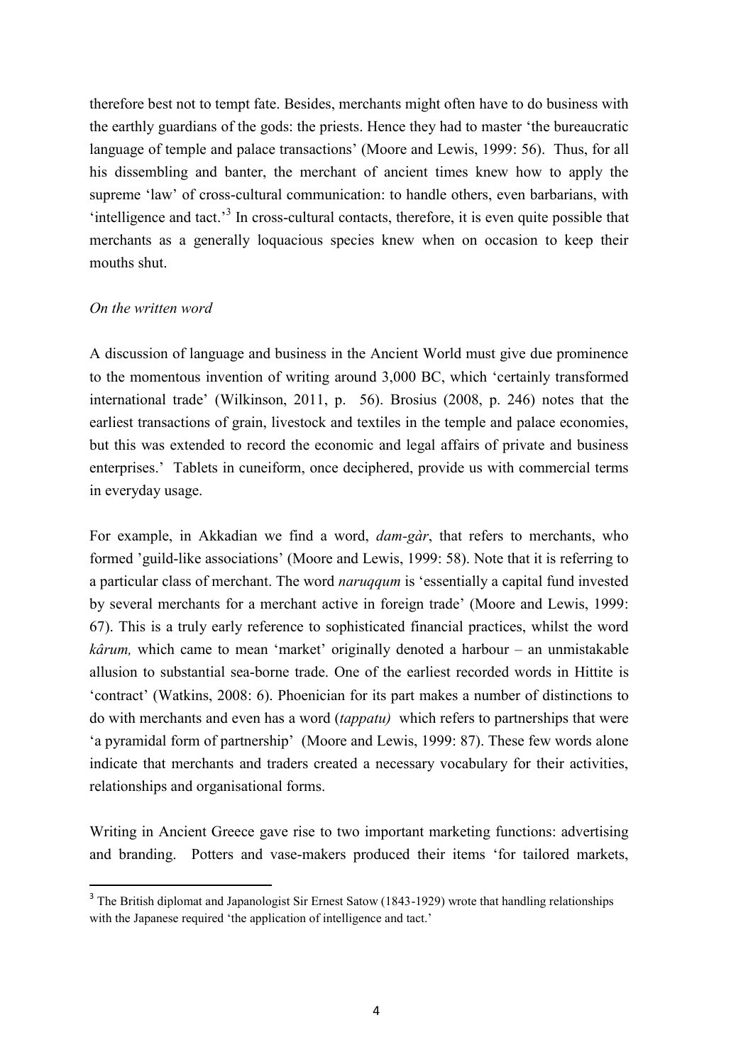therefore best not to tempt fate. Besides, merchants might often have to do business with the earthly guardians of the gods: the priests. Hence they had to master 'the bureaucratic language of temple and palace transactions' (Moore and Lewis, 1999: 56). Thus, for all his dissembling and banter, the merchant of ancient times knew how to apply the supreme 'law' of cross-cultural communication: to handle others, even barbarians, with 'intelligence and tact.'[3] In cross-cultural contacts, therefore, it is even quite possible that merchants as a generally loquacious species knew when on occasion to keep their mouths shut.

*On the written word*

A discussion of language and business in the Ancient World must give due prominence to the momentous invention of writing around 3,000 BC, which 'certainly transformed international trade' (Wilkinson, 2011, p. 56). Brosius (2008, p. 246) notes that the earliest transactions of grain, livestock and textiles in the temple and palace economies, but this was extended to record the economic and legal affairs of private and business enterprises.' Tablets in cuneiform, once deciphered, provide us with commercial terms in everyday usage.

For example, in Akkadian we find a word, *dam-gàr*, that refers to merchants, who formed 'guild-like associations' (Moore and Lewis, 1999: 58). Note that it is referring to a particular class of merchant. The word *naruqqum* is 'essentially a capital fund invested by several merchants for a merchant active in foreign trade' (Moore and Lewis, 1999: 67). This is a truly early reference to sophisticated financial practices, whilst the word *kârum,* which came to mean 'market' originally denoted a harbour – an unmistakable allusion to substantial sea-borne trade. One of the earliest recorded words in Hittite is 'contract' (Watkins, 2008: 6). Phoenician for its part makes a number of distinctions to do with merchants and even has a word (*tappatu)* which refers to partnerships that were 'a pyramidal form of partnership' (Moore and Lewis, 1999: 87). These few words alone indicate that merchants and traders created a necessary vocabulary for their activities, relationships and organisational forms.

Writing in Ancient Greece gave rise to two important marketing functions: advertising and branding. Potters and vase-makers produced their items 'for tailored markets,

[3] The British diplomat and Japanologist Sir Ernest Satow (1843-1929) wrote that handling relationships with the Japanese required 'the application of intelligence and tact.'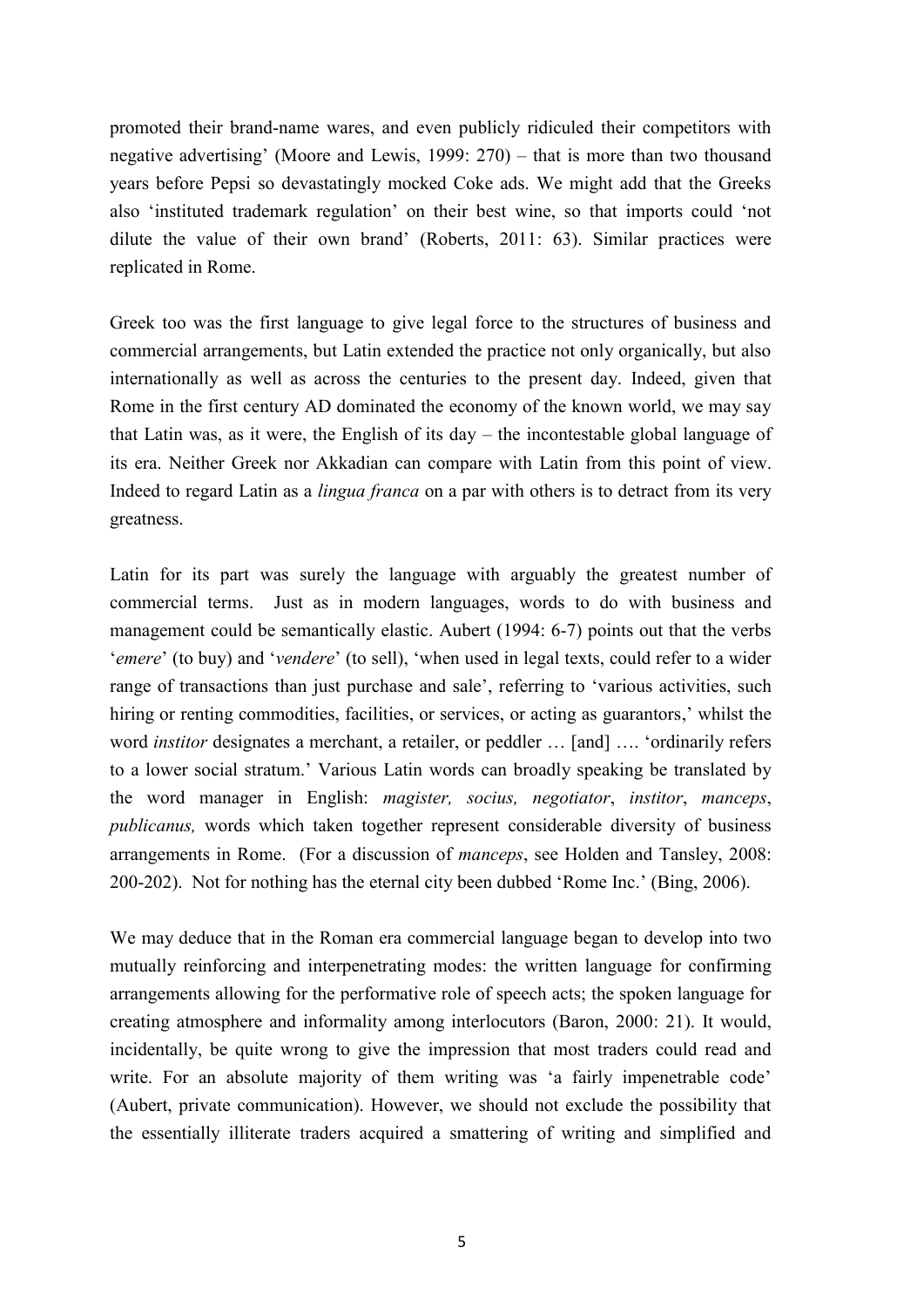promoted their brand-name wares, and even publicly ridiculed their competitors with negative advertising' (Moore and Lewis, 1999: 270) – that is more than two thousand years before Pepsi so devastatingly mocked Coke ads. We might add that the Greeks also 'instituted trademark regulation' on their best wine, so that imports could 'not dilute the value of their own brand' (Roberts, 2011: 63). Similar practices were replicated in Rome.

Greek too was the first language to give legal force to the structures of business and commercial arrangements, but Latin extended the practice not only organically, but also internationally as well as across the centuries to the present day. Indeed, given that Rome in the first century AD dominated the economy of the known world, we may say that Latin was, as it were, the English of its day – the incontestable global language of its era. Neither Greek nor Akkadian can compare with Latin from this point of view. Indeed to regard Latin as a *lingua franca* on a par with others is to detract from its very greatness.

Latin for its part was surely the language with arguably the greatest number of commercial terms. Just as in modern languages, words to do with business and management could be semantically elastic. Aubert (1994: 6-7) points out that the verbs '*emere*' (to buy) and '*vendere*' (to sell), 'when used in legal texts, could refer to a wider range of transactions than just purchase and sale', referring to 'various activities, such hiring or renting commodities, facilities, or services, or acting as guarantors,' whilst the word *institor* designates a merchant, a retailer, or peddler … [and] …. 'ordinarily refers to a lower social stratum.' Various Latin words can broadly speaking be translated by the word manager in English: *magister, socius, negotiator*, *institor*, *manceps*, *publicanus,* words which taken together represent considerable diversity of business arrangements in Rome. (For a discussion of *manceps*, see Holden and Tansley, 2008: 200-202). Not for nothing has the eternal city been dubbed 'Rome Inc.' (Bing, 2006).

We may deduce that in the Roman era commercial language began to develop into two mutually reinforcing and interpenetrating modes: the written language for confirming arrangements allowing for the performative role of speech acts; the spoken language for creating atmosphere and informality among interlocutors (Baron, 2000: 21). It would, incidentally, be quite wrong to give the impression that most traders could read and write. For an absolute majority of them writing was 'a fairly impenetrable code' (Aubert, private communication). However, we should not exclude the possibility that the essentially illiterate traders acquired a smattering of writing and simplified and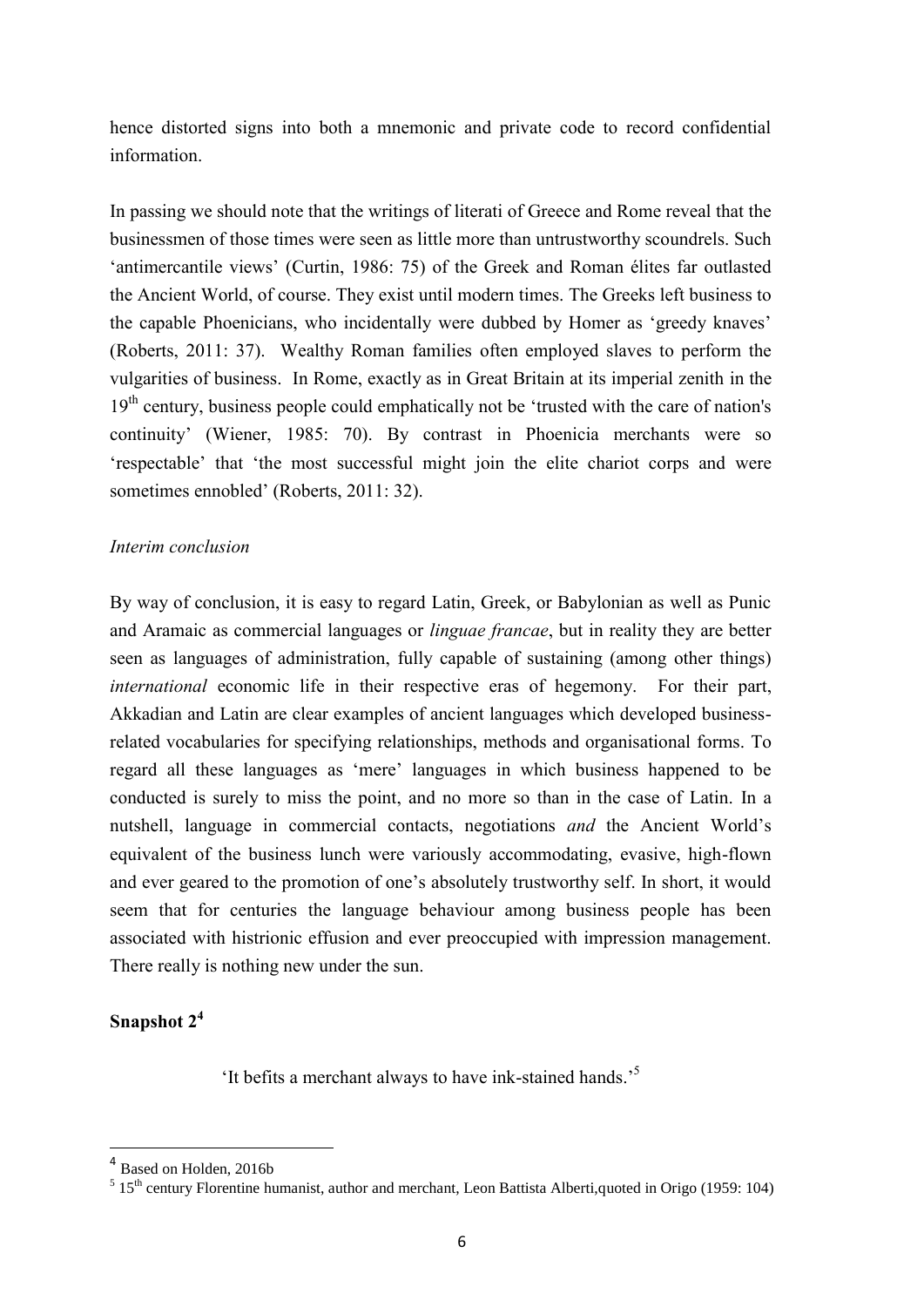hence distorted signs into both a mnemonic and private code to record confidential information.

In passing we should note that the writings of literati of Greece and Rome reveal that the businessmen of those times were seen as little more than untrustworthy scoundrels. Such 'antimercantile views' (Curtin, 1986: 75) of the Greek and Roman élites far outlasted the Ancient World, of course. They exist until modern times. The Greeks left business to the capable Phoenicians, who incidentally were dubbed by Homer as 'greedy knaves' (Roberts, 2011: 37). Wealthy Roman families often employed slaves to perform the vulgarities of business. In Rome, exactly as in Great Britain at its imperial zenith in the 19th century, business people could emphatically not be 'trusted with the care of nation's continuity' (Wiener, 1985: 70). By contrast in Phoenicia merchants were so 'respectable' that 'the most successful might join the elite chariot corps and were sometimes ennobled' (Roberts, 2011: 32).

*Interim conclusion*

By way of conclusion, it is easy to regard Latin, Greek, or Babylonian as well as Punic and Aramaic as commercial languages or *linguae francae*, but in reality they are better seen as languages of administration, fully capable of sustaining (among other things) *international* economic life in their respective eras of hegemony. For their part, Akkadian and Latin are clear examples of ancient languages which developed business-related vocabularies for specifying relationships, methods and organisational forms. To regard all these languages as 'mere' languages in which business happened to be conducted is surely to miss the point, and no more so than in the case of Latin. In a nutshell, language in commercial contacts, negotiations *and* the Ancient World's equivalent of the business lunch were variously accommodating, evasive, high-flown and ever geared to the promotion of one's absolutely trustworthy self. In short, it would seem that for centuries the language behaviour among business people has been associated with histrionic effusion and ever preoccupied with impression management. There really is nothing new under the sun.

## Snapshot 2[4]

'It befits a merchant always to have ink-stained hands.'[5]

---

[4] Based on Holden, 2016b

[5] 15th century Florentine humanist, author and merchant, Leon Battista Alberti,quoted in Origo (1959: 104)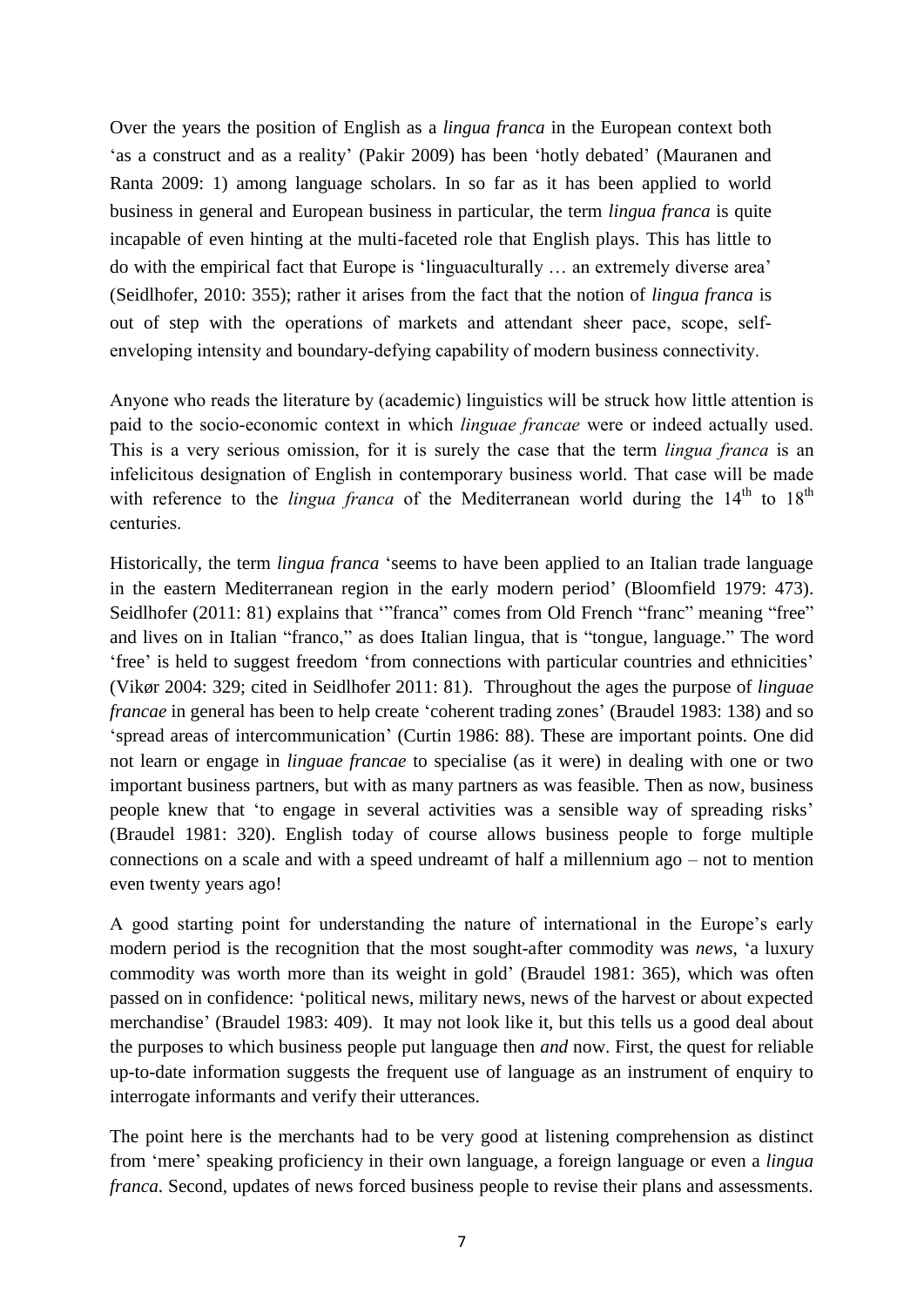Over the years the position of English as a *lingua franca* in the European context both 'as a construct and as a reality' (Pakir 2009) has been 'hotly debated' (Mauranen and Ranta 2009: 1) among language scholars. In so far as it has been applied to world business in general and European business in particular, the term *lingua franca* is quite incapable of even hinting at the multi-faceted role that English plays. This has little to do with the empirical fact that Europe is 'linguaculturally … an extremely diverse area' (Seidlhofer, 2010: 355); rather it arises from the fact that the notion of *lingua franca* is out of step with the operations of markets and attendant sheer pace, scope, self-enveloping intensity and boundary-defying capability of modern business connectivity.

Anyone who reads the literature by (academic) linguistics will be struck how little attention is paid to the socio-economic context in which *linguae francae* were or indeed actually used. This is a very serious omission, for it is surely the case that the term *lingua franca* is an infelicitous designation of English in contemporary business world. That case will be made with reference to the *lingua franca* of the Mediterranean world during the 14th to 18th centuries.

Historically, the term *lingua franca* 'seems to have been applied to an Italian trade language in the eastern Mediterranean region in the early modern period' (Bloomfield 1979: 473). Seidlhofer (2011: 81) explains that '"franca" comes from Old French "franc" meaning "free" and lives on in Italian "franco," as does Italian lingua, that is "tongue, language." The word 'free' is held to suggest freedom 'from connections with particular countries and ethnicities' (Vikør 2004: 329; cited in Seidlhofer 2011: 81). Throughout the ages the purpose of *linguae francae* in general has been to help create 'coherent trading zones' (Braudel 1983: 138) and so 'spread areas of intercommunication' (Curtin 1986: 88). These are important points. One did not learn or engage in *linguae francae* to specialise (as it were) in dealing with one or two important business partners, but with as many partners as was feasible. Then as now, business people knew that 'to engage in several activities was a sensible way of spreading risks' (Braudel 1981: 320). English today of course allows business people to forge multiple connections on a scale and with a speed undreamt of half a millennium ago – not to mention even twenty years ago!

A good starting point for understanding the nature of international in the Europe's early modern period is the recognition that the most sought-after commodity was *news*, 'a luxury commodity was worth more than its weight in gold' (Braudel 1981: 365), which was often passed on in confidence: 'political news, military news, news of the harvest or about expected merchandise' (Braudel 1983: 409). It may not look like it, but this tells us a good deal about the purposes to which business people put language then *and* now. First, the quest for reliable up-to-date information suggests the frequent use of language as an instrument of enquiry to interrogate informants and verify their utterances.

The point here is the merchants had to be very good at listening comprehension as distinct from 'mere' speaking proficiency in their own language, a foreign language or even a *lingua franca*. Second, updates of news forced business people to revise their plans and assessments.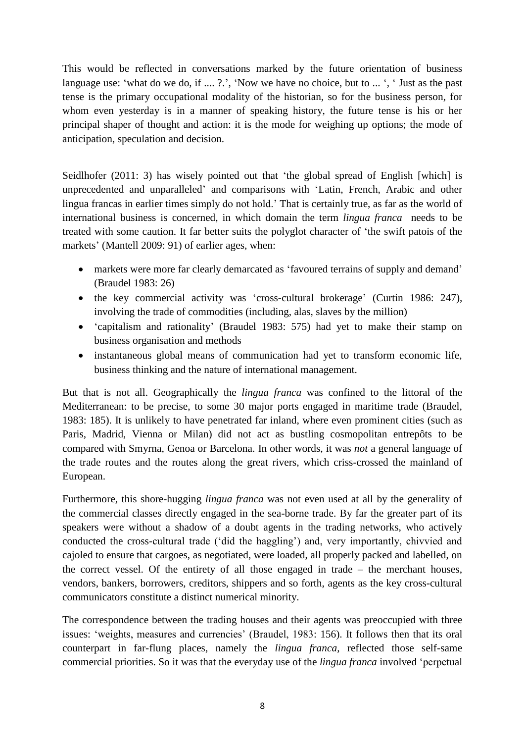This would be reflected in conversations marked by the future orientation of business language use: 'what do we do, if .... ?.', 'Now we have no choice, but to ... ', ' Just as the past tense is the primary occupational modality of the historian, so for the business person, for whom even yesterday is in a manner of speaking history, the future tense is his or her principal shaper of thought and action: it is the mode for weighing up options; the mode of anticipation, speculation and decision.

Seidlhofer (2011: 3) has wisely pointed out that 'the global spread of English [which] is unprecedented and unparalleled' and comparisons with 'Latin, French, Arabic and other lingua francas in earlier times simply do not hold.' That is certainly true, as far as the world of international business is concerned, in which domain the term *lingua franca* needs to be treated with some caution. It far better suits the polyglot character of 'the swift patois of the markets' (Mantell 2009: 91) of earlier ages, when:

- markets were more far clearly demarcated as 'favoured terrains of supply and demand' (Braudel 1983: 26)
- the key commercial activity was 'cross-cultural brokerage' (Curtin 1986: 247), involving the trade of commodities (including, alas, slaves by the million)
- 'capitalism and rationality' (Braudel 1983: 575) had yet to make their stamp on business organisation and methods
- instantaneous global means of communication had yet to transform economic life, business thinking and the nature of international management.

But that is not all. Geographically the *lingua franca* was confined to the littoral of the Mediterranean: to be precise, to some 30 major ports engaged in maritime trade (Braudel, 1983: 185). It is unlikely to have penetrated far inland, where even prominent cities (such as Paris, Madrid, Vienna or Milan) did not act as bustling cosmopolitan entrepôts to be compared with Smyrna, Genoa or Barcelona. In other words, it was *not* a general language of the trade routes and the routes along the great rivers, which criss-crossed the mainland of European.

Furthermore, this shore-hugging *lingua franca* was not even used at all by the generality of the commercial classes directly engaged in the sea-borne trade. By far the greater part of its speakers were without a shadow of a doubt agents in the trading networks, who actively conducted the cross-cultural trade ('did the haggling') and, very importantly, chivvied and cajoled to ensure that cargoes, as negotiated, were loaded, all properly packed and labelled, on the correct vessel. Of the entirety of all those engaged in trade – the merchant houses, vendors, bankers, borrowers, creditors, shippers and so forth, agents as the key cross-cultural communicators constitute a distinct numerical minority.

The correspondence between the trading houses and their agents was preoccupied with three issues: 'weights, measures and currencies' (Braudel, 1983: 156). It follows then that its oral counterpart in far-flung places, namely the *lingua franca*, reflected those self-same commercial priorities. So it was that the everyday use of the *lingua franca* involved 'perpetual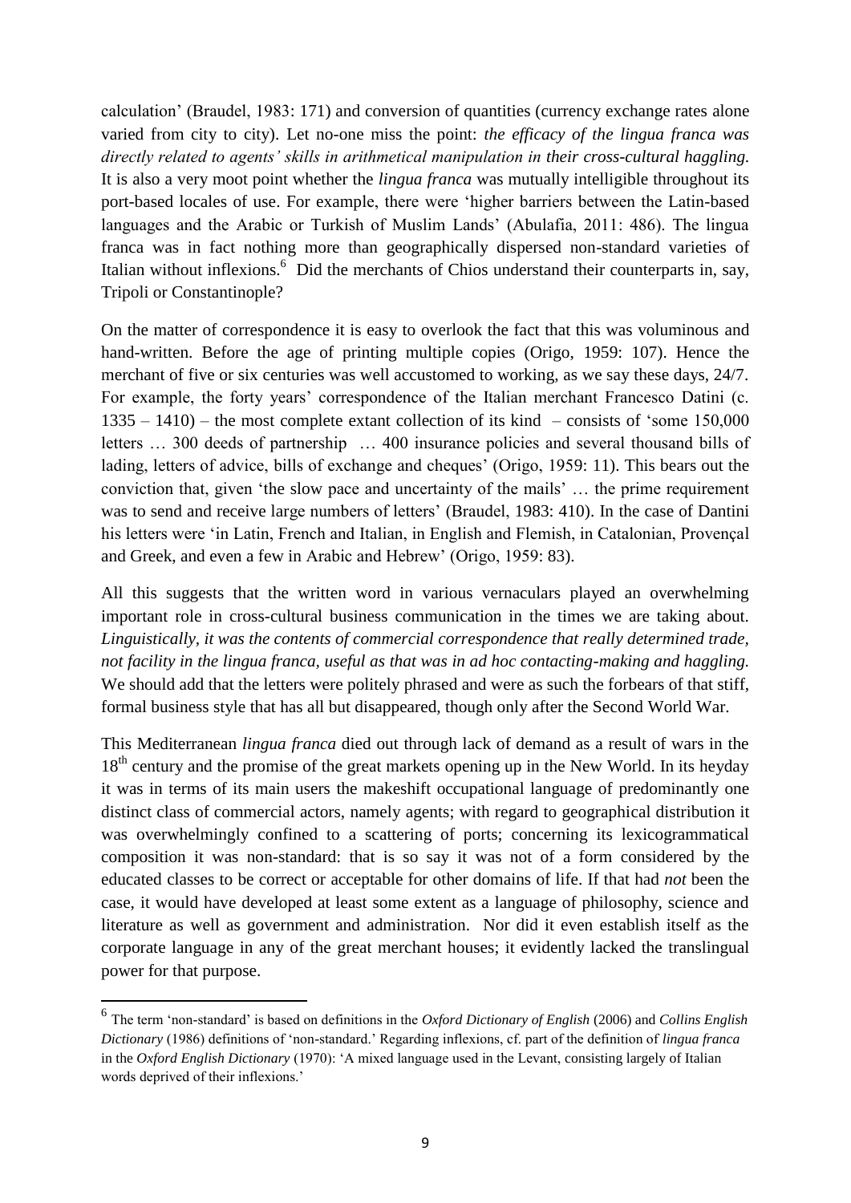calculation' (Braudel, 1983: 171) and conversion of quantities (currency exchange rates alone varied from city to city). Let no-one miss the point: *the efficacy of the lingua franca was directly related to agents' skills in arithmetical manipulation in their cross-cultural haggling.* It is also a very moot point whether the *lingua franca* was mutually intelligible throughout its port-based locales of use. For example, there were 'higher barriers between the Latin-based languages and the Arabic or Turkish of Muslim Lands' (Abulafia, 2011: 486). The lingua franca was in fact nothing more than geographically dispersed non-standard varieties of Italian without inflexions.[6] Did the merchants of Chios understand their counterparts in, say, Tripoli or Constantinople?

On the matter of correspondence it is easy to overlook the fact that this was voluminous and hand-written. Before the age of printing multiple copies (Origo, 1959: 107). Hence the merchant of five or six centuries was well accustomed to working, as we say these days, 24/7. For example, the forty years' correspondence of the Italian merchant Francesco Datini (c. 1335 – 1410) – the most complete extant collection of its kind – consists of 'some 150,000 letters … 300 deeds of partnership … 400 insurance policies and several thousand bills of lading, letters of advice, bills of exchange and cheques' (Origo, 1959: 11). This bears out the conviction that, given 'the slow pace and uncertainty of the mails' … the prime requirement was to send and receive large numbers of letters' (Braudel, 1983: 410). In the case of Dantini his letters were 'in Latin, French and Italian, in English and Flemish, in Catalonian, Provençal and Greek, and even a few in Arabic and Hebrew' (Origo, 1959: 83).

All this suggests that the written word in various vernaculars played an overwhelming important role in cross-cultural business communication in the times we are taking about. *Linguistically, it was the contents of commercial correspondence that really determined trade, not facility in the lingua franca, useful as that was in ad hoc contacting-making and haggling.* We should add that the letters were politely phrased and were as such the forbears of that stiff, formal business style that has all but disappeared, though only after the Second World War.

This Mediterranean *lingua franca* died out through lack of demand as a result of wars in the 18th century and the promise of the great markets opening up in the New World. In its heyday it was in terms of its main users the makeshift occupational language of predominantly one distinct class of commercial actors, namely agents; with regard to geographical distribution it was overwhelmingly confined to a scattering of ports; concerning its lexicogrammatical composition it was non-standard: that is so say it was not of a form considered by the educated classes to be correct or acceptable for other domains of life. If that had *not* been the case, it would have developed at least some extent as a language of philosophy, science and literature as well as government and administration. Nor did it even establish itself as the corporate language in any of the great merchant houses; it evidently lacked the translingual power for that purpose.

[6] The term 'non-standard' is based on definitions in the *Oxford Dictionary of English* (2006) and *Collins English Dictionary* (1986) definitions of 'non-standard.' Regarding inflexions, cf. part of the definition of *lingua franca* in the *Oxford English Dictionary* (1970): 'A mixed language used in the Levant, consisting largely of Italian words deprived of their inflexions.'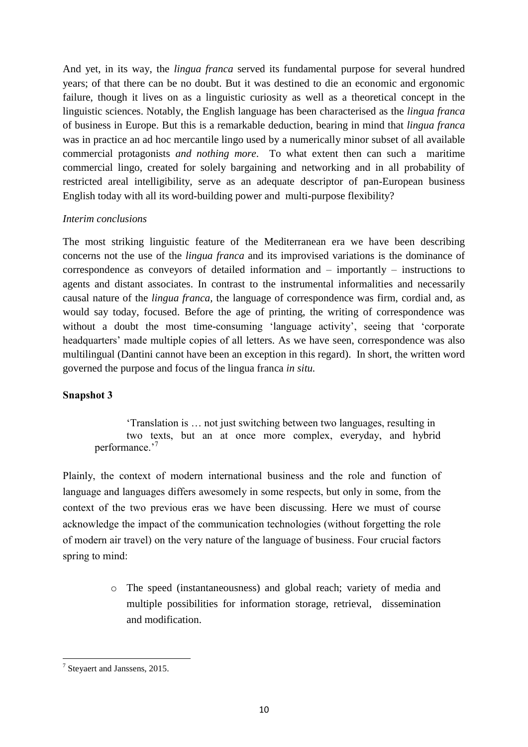And yet, in its way, the *lingua franca* served its fundamental purpose for several hundred years; of that there can be no doubt. But it was destined to die an economic and ergonomic failure, though it lives on as a linguistic curiosity as well as a theoretical concept in the linguistic sciences. Notably, the English language has been characterised as the *lingua franca* of business in Europe. But this is a remarkable deduction, bearing in mind that *lingua franca* was in practice an ad hoc mercantile lingo used by a numerically minor subset of all available commercial protagonists *and nothing more*. To what extent then can such a maritime commercial lingo, created for solely bargaining and networking and in all probability of restricted areal intelligibility, serve as an adequate descriptor of pan-European business English today with all its word-building power and multi-purpose flexibility?

*Interim conclusions*

The most striking linguistic feature of the Mediterranean era we have been describing concerns not the use of the *lingua franca* and its improvised variations is the dominance of correspondence as conveyors of detailed information and – importantly – instructions to agents and distant associates. In contrast to the instrumental informalities and necessarily causal nature of the *lingua franca*, the language of correspondence was firm, cordial and, as would say today, focused. Before the age of printing, the writing of correspondence was without a doubt the most time-consuming 'language activity', seeing that 'corporate headquarters' made multiple copies of all letters. As we have seen, correspondence was also multilingual (Dantini cannot have been an exception in this regard). In short, the written word governed the purpose and focus of the lingua franca *in situ.*

**Snapshot 3**

> 'Translation is … not just switching between two languages, resulting in two texts, but an at once more complex, everyday, and hybrid performance.'[7]

Plainly, the context of modern international business and the role and function of language and languages differs awesomely in some respects, but only in some, from the context of the two previous eras we have been discussing. Here we must of course acknowledge the impact of the communication technologies (without forgetting the role of modern air travel) on the very nature of the language of business. Four crucial factors spring to mind:

- The speed (instantaneousness) and global reach; variety of media and multiple possibilities for information storage, retrieval, dissemination and modification.

---

[7] Steyaert and Janssens, 2015.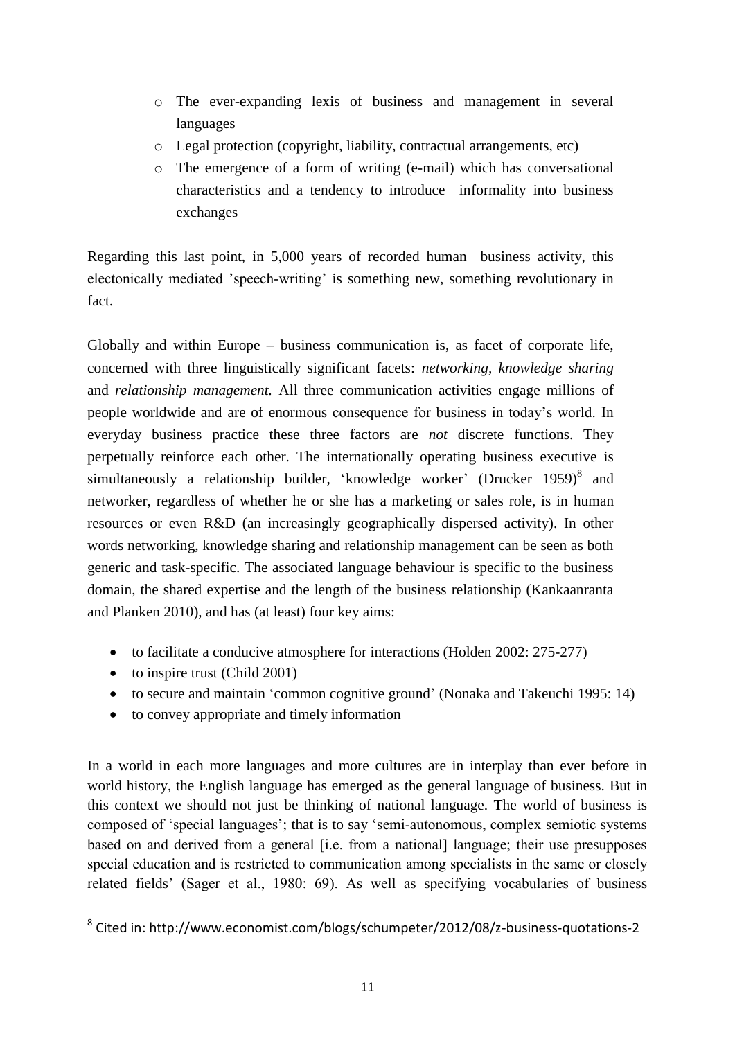- The ever-expanding lexis of business and management in several languages
- Legal protection (copyright, liability, contractual arrangements, etc)
- The emergence of a form of writing (e-mail) which has conversational characteristics and a tendency to introduce informality into business exchanges

Regarding this last point, in 5,000 years of recorded human business activity, this electonically mediated 'speech-writing' is something new, something revolutionary in fact.

Globally and within Europe – business communication is, as facet of corporate life, concerned with three linguistically significant facets: *networking, knowledge sharing* and *relationship management.* All three communication activities engage millions of people worldwide and are of enormous consequence for business in today's world. In everyday business practice these three factors are *not* discrete functions. They perpetually reinforce each other. The internationally operating business executive is simultaneously a relationship builder, 'knowledge worker' (Drucker 1959)[8] and networker, regardless of whether he or she has a marketing or sales role, is in human resources or even R&D (an increasingly geographically dispersed activity). In other words networking, knowledge sharing and relationship management can be seen as both generic and task-specific. The associated language behaviour is specific to the business domain, the shared expertise and the length of the business relationship (Kankaanranta and Planken 2010), and has (at least) four key aims:

- to facilitate a conducive atmosphere for interactions (Holden 2002: 275-277)
- to inspire trust (Child 2001)
- to secure and maintain 'common cognitive ground' (Nonaka and Takeuchi 1995: 14)
- to convey appropriate and timely information

In a world in each more languages and more cultures are in interplay than ever before in world history, the English language has emerged as the general language of business. But in this context we should not just be thinking of national language. The world of business is composed of 'special languages'; that is to say 'semi-autonomous, complex semiotic systems based on and derived from a general [i.e. from a national] language; their use presupposes special education and is restricted to communication among specialists in the same or closely related fields' (Sager et al., 1980: 69). As well as specifying vocabularies of business

[8] Cited in: http://www.economist.com/blogs/schumpeter/2012/08/z-business-quotations-2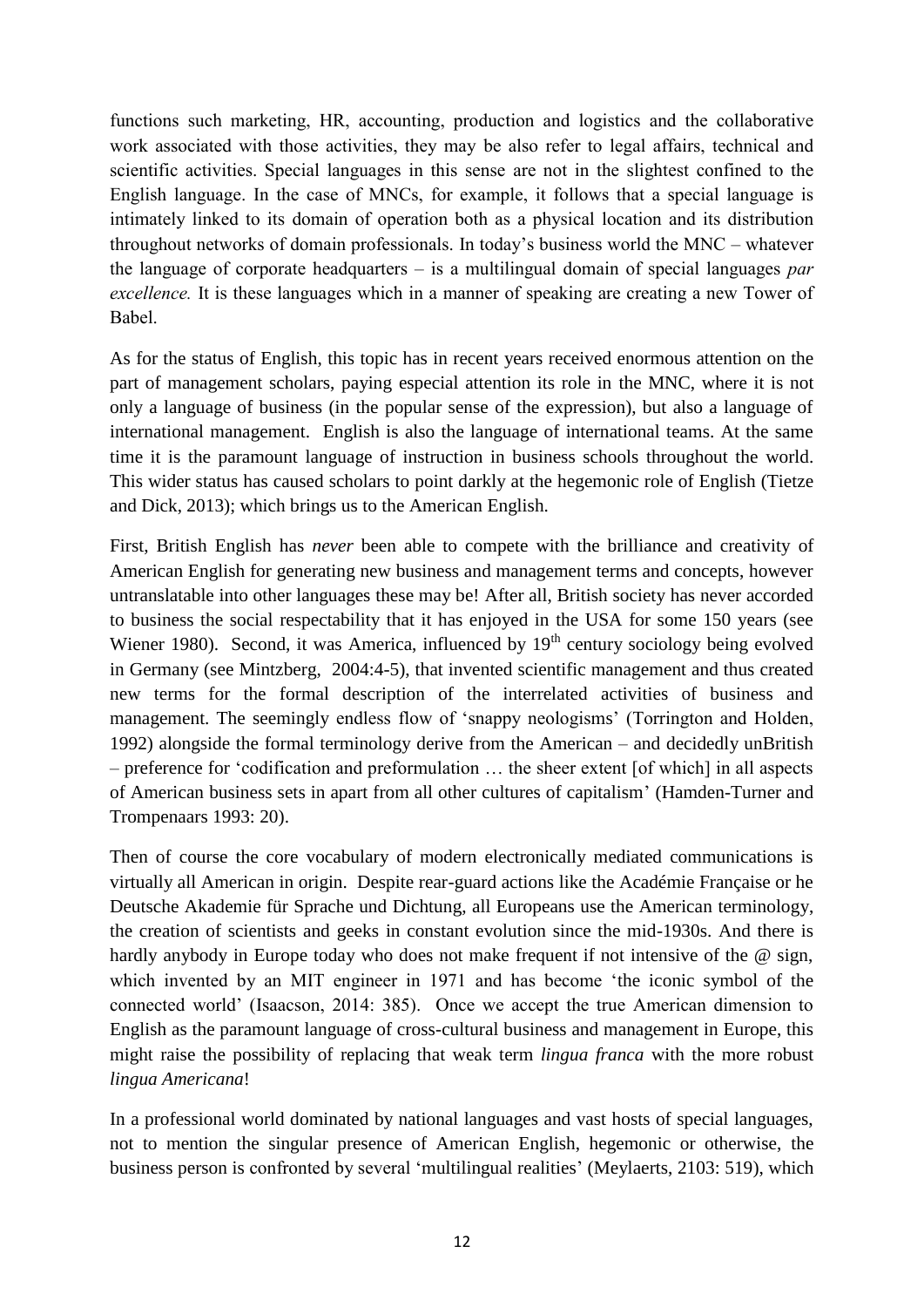functions such marketing, HR, accounting, production and logistics and the collaborative work associated with those activities, they may be also refer to legal affairs, technical and scientific activities. Special languages in this sense are not in the slightest confined to the English language. In the case of MNCs, for example, it follows that a special language is intimately linked to its domain of operation both as a physical location and its distribution throughout networks of domain professionals. In today's business world the MNC – whatever the language of corporate headquarters – is a multilingual domain of special languages *par excellence.* It is these languages which in a manner of speaking are creating a new Tower of Babel.

As for the status of English, this topic has in recent years received enormous attention on the part of management scholars, paying especial attention its role in the MNC, where it is not only a language of business (in the popular sense of the expression), but also a language of international management. English is also the language of international teams. At the same time it is the paramount language of instruction in business schools throughout the world. This wider status has caused scholars to point darkly at the hegemonic role of English (Tietze and Dick, 2013); which brings us to the American English.

First, British English has *never* been able to compete with the brilliance and creativity of American English for generating new business and management terms and concepts, however untranslatable into other languages these may be! After all, British society has never accorded to business the social respectability that it has enjoyed in the USA for some 150 years (see Wiener 1980). Second, it was America, influenced by 19th century sociology being evolved in Germany (see Mintzberg, 2004:4-5), that invented scientific management and thus created new terms for the formal description of the interrelated activities of business and management. The seemingly endless flow of 'snappy neologisms' (Torrington and Holden, 1992) alongside the formal terminology derive from the American – and decidedly unBritish – preference for 'codification and preformulation … the sheer extent [of which] in all aspects of American business sets in apart from all other cultures of capitalism' (Hamden-Turner and Trompenaars 1993: 20).

Then of course the core vocabulary of modern electronically mediated communications is virtually all American in origin. Despite rear-guard actions like the Académie Française or he Deutsche Akademie für Sprache und Dichtung, all Europeans use the American terminology, the creation of scientists and geeks in constant evolution since the mid-1930s. And there is hardly anybody in Europe today who does not make frequent if not intensive of the @ sign, which invented by an MIT engineer in 1971 and has become 'the iconic symbol of the connected world' (Isaacson, 2014: 385). Once we accept the true American dimension to English as the paramount language of cross-cultural business and management in Europe, this might raise the possibility of replacing that weak term *lingua franca* with the more robust *lingua Americana*!

In a professional world dominated by national languages and vast hosts of special languages, not to mention the singular presence of American English, hegemonic or otherwise, the business person is confronted by several 'multilingual realities' (Meylaerts, 2103: 519), which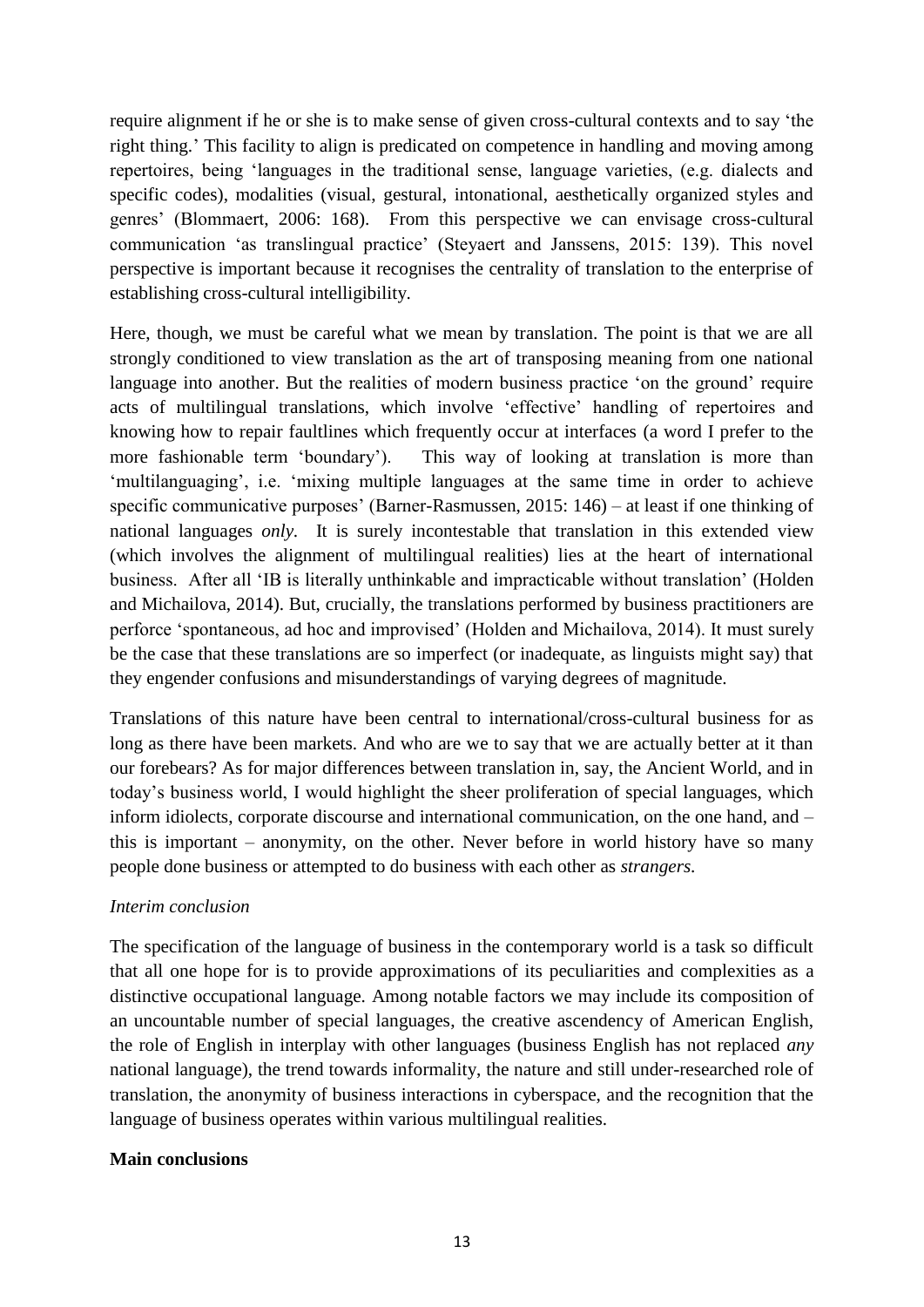require alignment if he or she is to make sense of given cross-cultural contexts and to say 'the right thing.' This facility to align is predicated on competence in handling and moving among repertoires, being 'languages in the traditional sense, language varieties, (e.g. dialects and specific codes), modalities (visual, gestural, intonational, aesthetically organized styles and genres' (Blommaert, 2006: 168). From this perspective we can envisage cross-cultural communication 'as translingual practice' (Steyaert and Janssens, 2015: 139). This novel perspective is important because it recognises the centrality of translation to the enterprise of establishing cross-cultural intelligibility.

Here, though, we must be careful what we mean by translation. The point is that we are all strongly conditioned to view translation as the art of transposing meaning from one national language into another. But the realities of modern business practice 'on the ground' require acts of multilingual translations, which involve 'effective' handling of repertoires and knowing how to repair faultlines which frequently occur at interfaces (a word I prefer to the more fashionable term 'boundary'). This way of looking at translation is more than 'multilanguaging', i.e. 'mixing multiple languages at the same time in order to achieve specific communicative purposes' (Barner-Rasmussen, 2015: 146) – at least if one thinking of national languages *only.* It is surely incontestable that translation in this extended view (which involves the alignment of multilingual realities) lies at the heart of international business. After all 'IB is literally unthinkable and impracticable without translation' (Holden and Michailova, 2014). But, crucially, the translations performed by business practitioners are perforce 'spontaneous, ad hoc and improvised' (Holden and Michailova, 2014). It must surely be the case that these translations are so imperfect (or inadequate, as linguists might say) that they engender confusions and misunderstandings of varying degrees of magnitude.

Translations of this nature have been central to international/cross-cultural business for as long as there have been markets. And who are we to say that we are actually better at it than our forebears? As for major differences between translation in, say, the Ancient World, and in today's business world, I would highlight the sheer proliferation of special languages, which inform idiolects, corporate discourse and international communication, on the one hand, and – this is important – anonymity, on the other. Never before in world history have so many people done business or attempted to do business with each other as *strangers.*

*Interim conclusion*

The specification of the language of business in the contemporary world is a task so difficult that all one hope for is to provide approximations of its peculiarities and complexities as a distinctive occupational language. Among notable factors we may include its composition of an uncountable number of special languages, the creative ascendency of American English, the role of English in interplay with other languages (business English has not replaced *any* national language), the trend towards informality, the nature and still under-researched role of translation, the anonymity of business interactions in cyberspace, and the recognition that the language of business operates within various multilingual realities.

**Main conclusions**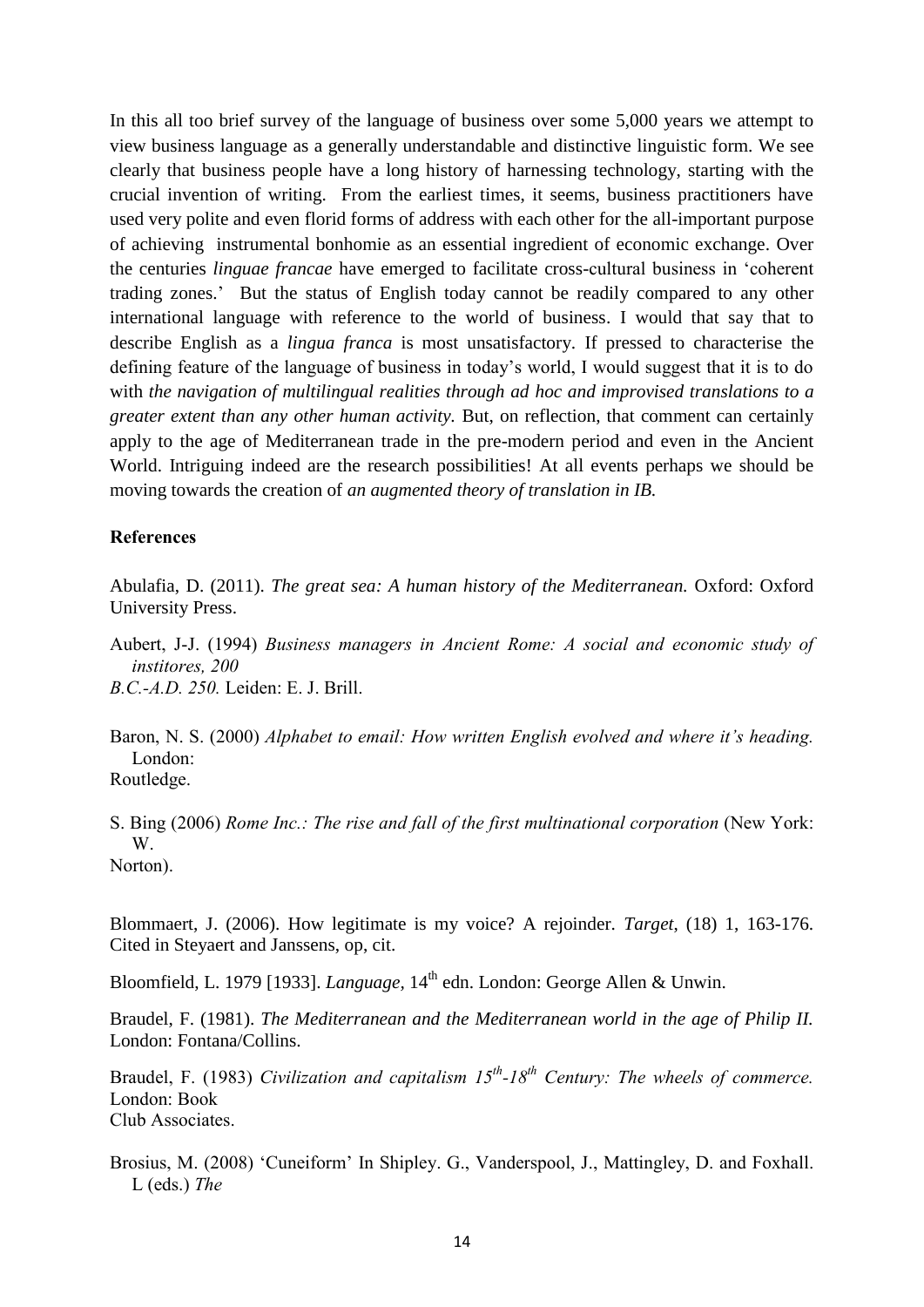In this all too brief survey of the language of business over some 5,000 years we attempt to view business language as a generally understandable and distinctive linguistic form. We see clearly that business people have a long history of harnessing technology, starting with the crucial invention of writing. From the earliest times, it seems, business practitioners have used very polite and even florid forms of address with each other for the all-important purpose of achieving instrumental bonhomie as an essential ingredient of economic exchange. Over the centuries *linguae francae* have emerged to facilitate cross-cultural business in 'coherent trading zones.' But the status of English today cannot be readily compared to any other international language with reference to the world of business. I would that say that to describe English as a *lingua franca* is most unsatisfactory. If pressed to characterise the defining feature of the language of business in today's world, I would suggest that it is to do with *the navigation of multilingual realities through ad hoc and improvised translations to a greater extent than any other human activity.* But, on reflection, that comment can certainly apply to the age of Mediterranean trade in the pre-modern period and even in the Ancient World. Intriguing indeed are the research possibilities! At all events perhaps we should be moving towards the creation of *an augmented theory of translation in IB.*

**References**

Abulafia, D. (2011). *The great sea: A human history of the Mediterranean.* Oxford: Oxford University Press.

Aubert, J-J. (1994) *Business managers in Ancient Rome: A social and economic study of institores, 200 B.C.-A.D. 250.* Leiden: E. J. Brill.

Baron, N. S. (2000) *Alphabet to email: How written English evolved and where it's heading.* London: Routledge.

S. Bing (2006) *Rome Inc.: The rise and fall of the first multinational corporation* (New York: W. Norton).

Blommaert, J. (2006). How legitimate is my voice? A rejoinder. *Target*, (18) 1, 163-176. Cited in Steyaert and Janssens, op, cit.

Bloomfield, L. 1979 [1933]. *Language*, 14th edn. London: George Allen & Unwin.

Braudel, F. (1981). *The Mediterranean and the Mediterranean world in the age of Philip II.* London: Fontana/Collins.

Braudel, F. (1983) *Civilization and capitalism 15th-18th Century: The wheels of commerce.* London: Book Club Associates.

Brosius, M. (2008) 'Cuneiform' In Shipley. G., Vanderspool, J., Mattingley, D. and Foxhall. L (eds.) *The*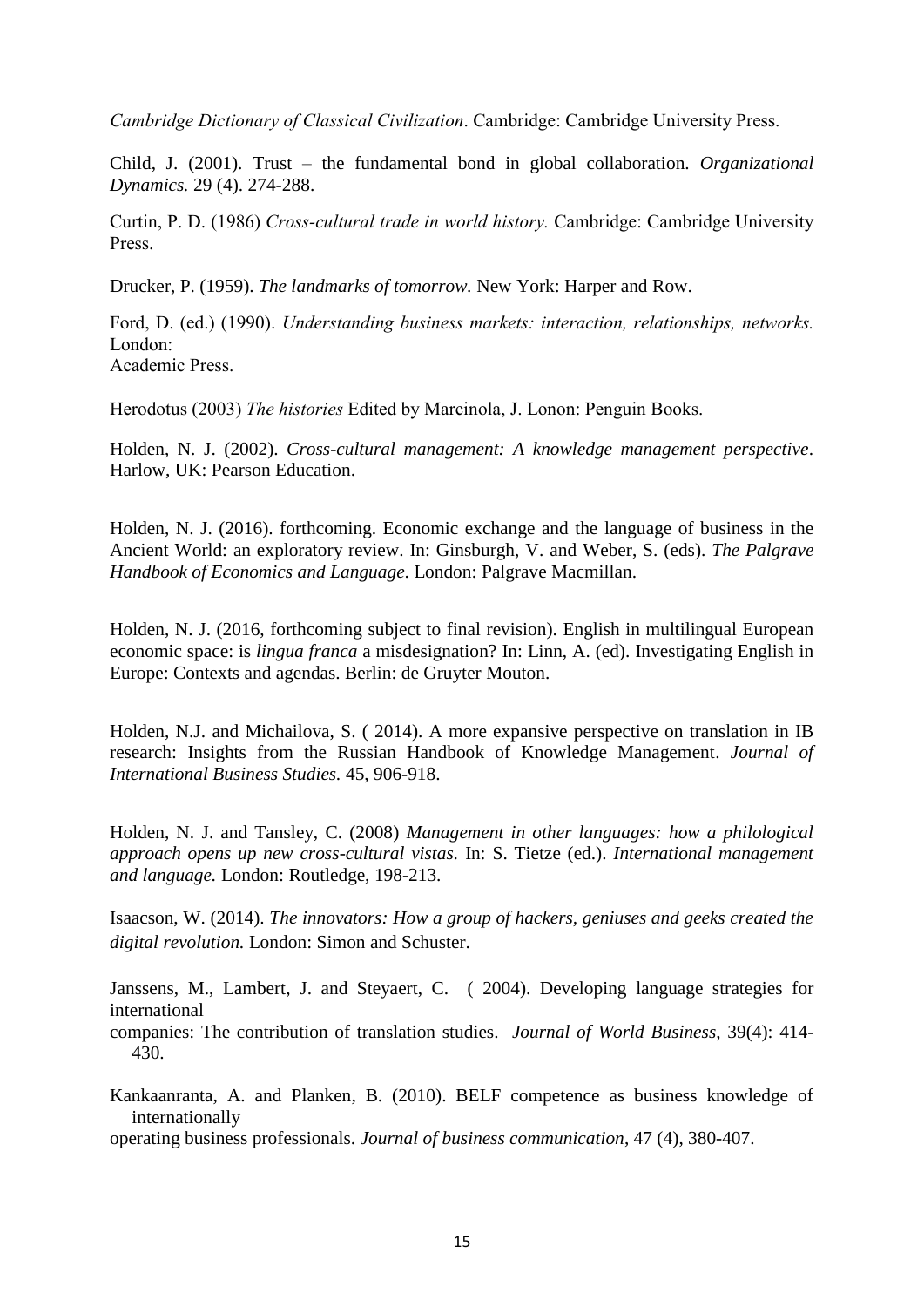*Cambridge Dictionary of Classical Civilization*. Cambridge: Cambridge University Press.

Child, J. (2001). Trust – the fundamental bond in global collaboration. *Organizational Dynamics.* 29 (4). 274-288.

Curtin, P. D. (1986) *Cross-cultural trade in world history.* Cambridge: Cambridge University Press.

Drucker, P. (1959). *The landmarks of tomorrow.* New York: Harper and Row.

Ford, D. (ed.) (1990). *Understanding business markets: interaction, relationships, networks.* London:
Academic Press.

Herodotus (2003) *The histories* Edited by Marcinola, J. Lonon: Penguin Books.

Holden, N. J. (2002). *Cross-cultural management: A knowledge management perspective*. Harlow, UK: Pearson Education.

Holden, N. J. (2016). forthcoming. Economic exchange and the language of business in the Ancient World: an exploratory review. In: Ginsburgh, V. and Weber, S. (eds). *The Palgrave Handbook of Economics and Language*. London: Palgrave Macmillan.

Holden, N. J. (2016, forthcoming subject to final revision). English in multilingual European economic space: is *lingua franca* a misdesignation? In: Linn, A. (ed). Investigating English in Europe: Contexts and agendas. Berlin: de Gruyter Mouton.

Holden, N.J. and Michailova, S. ( 2014). A more expansive perspective on translation in IB research: Insights from the Russian Handbook of Knowledge Management. *Journal of International Business Studies.* 45, 906-918.

Holden, N. J. and Tansley, C. (2008) *Management in other languages: how a philological approach opens up new cross-cultural vistas.* In: S. Tietze (ed.). *International management and language.* London: Routledge, 198-213.

Isaacson, W. (2014). *The innovators: How a group of hackers, geniuses and geeks created the digital revolution.* London: Simon and Schuster.

Janssens, M., Lambert, J. and Steyaert, C. ( 2004). Developing language strategies for international
companies: The contribution of translation studies. *Journal of World Business*, 39(4): 414-430.

Kankaanranta, A. and Planken, B. (2010). BELF competence as business knowledge of internationally
operating business professionals. *Journal of business communication*, 47 (4), 380-407.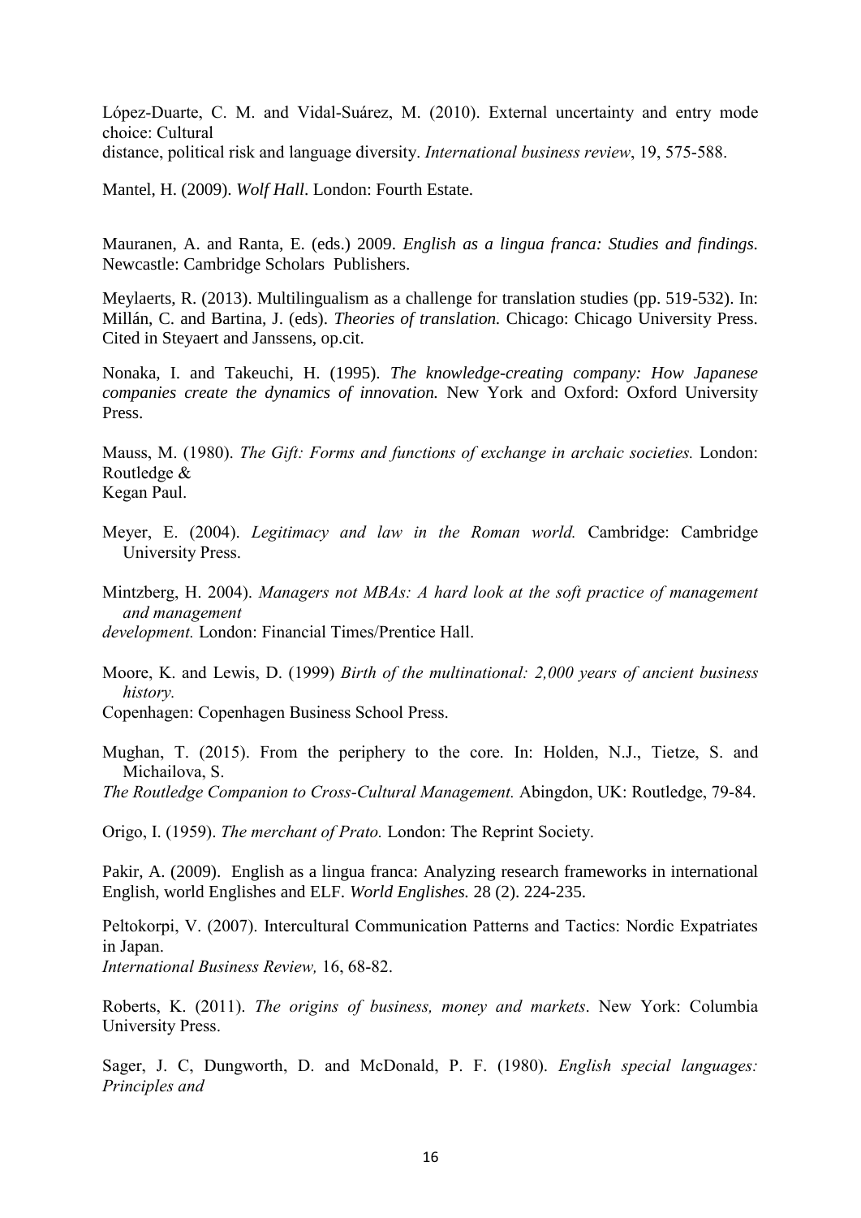López-Duarte, C. M. and Vidal-Suárez, M. (2010). External uncertainty and entry mode choice: Cultural distance, political risk and language diversity. *International business review*, 19, 575-588.

Mantel, H. (2009). *Wolf Hall*. London: Fourth Estate.

Mauranen, A. and Ranta, E. (eds.) 2009. *English as a lingua franca: Studies and findings.* Newcastle: Cambridge Scholars Publishers.

Meylaerts, R. (2013). Multilingualism as a challenge for translation studies (pp. 519-532). In: Millán, C. and Bartina, J. (eds). *Theories of translation.* Chicago: Chicago University Press. Cited in Steyaert and Janssens, op.cit.

Nonaka, I. and Takeuchi, H. (1995). *The knowledge-creating company: How Japanese companies create the dynamics of innovation.* New York and Oxford: Oxford University Press.

Mauss, M. (1980). *The Gift: Forms and functions of exchange in archaic societies.* London: Routledge & Kegan Paul.

Meyer, E. (2004). *Legitimacy and law in the Roman world.* Cambridge: Cambridge University Press.

Mintzberg, H. 2004). *Managers not MBAs: A hard look at the soft practice of management and management development.* London: Financial Times/Prentice Hall.

Moore, K. and Lewis, D. (1999) *Birth of the multinational: 2,000 years of ancient business history.* Copenhagen: Copenhagen Business School Press.

Mughan, T. (2015). From the periphery to the core. In: Holden, N.J., Tietze, S. and Michailova, S. *The Routledge Companion to Cross-Cultural Management.* Abingdon, UK: Routledge, 79-84.

Origo, I. (1959). *The merchant of Prato.* London: The Reprint Society.

Pakir, A. (2009). English as a lingua franca: Analyzing research frameworks in international English, world Englishes and ELF. *World Englishes.* 28 (2). 224-235.

Peltokorpi, V. (2007). Intercultural Communication Patterns and Tactics: Nordic Expatriates in Japan. *International Business Review,* 16, 68-82.

Roberts, K. (2011). *The origins of business, money and markets*. New York: Columbia University Press.

Sager, J. C, Dungworth, D. and McDonald, P. F. (1980). *English special languages: Principles and*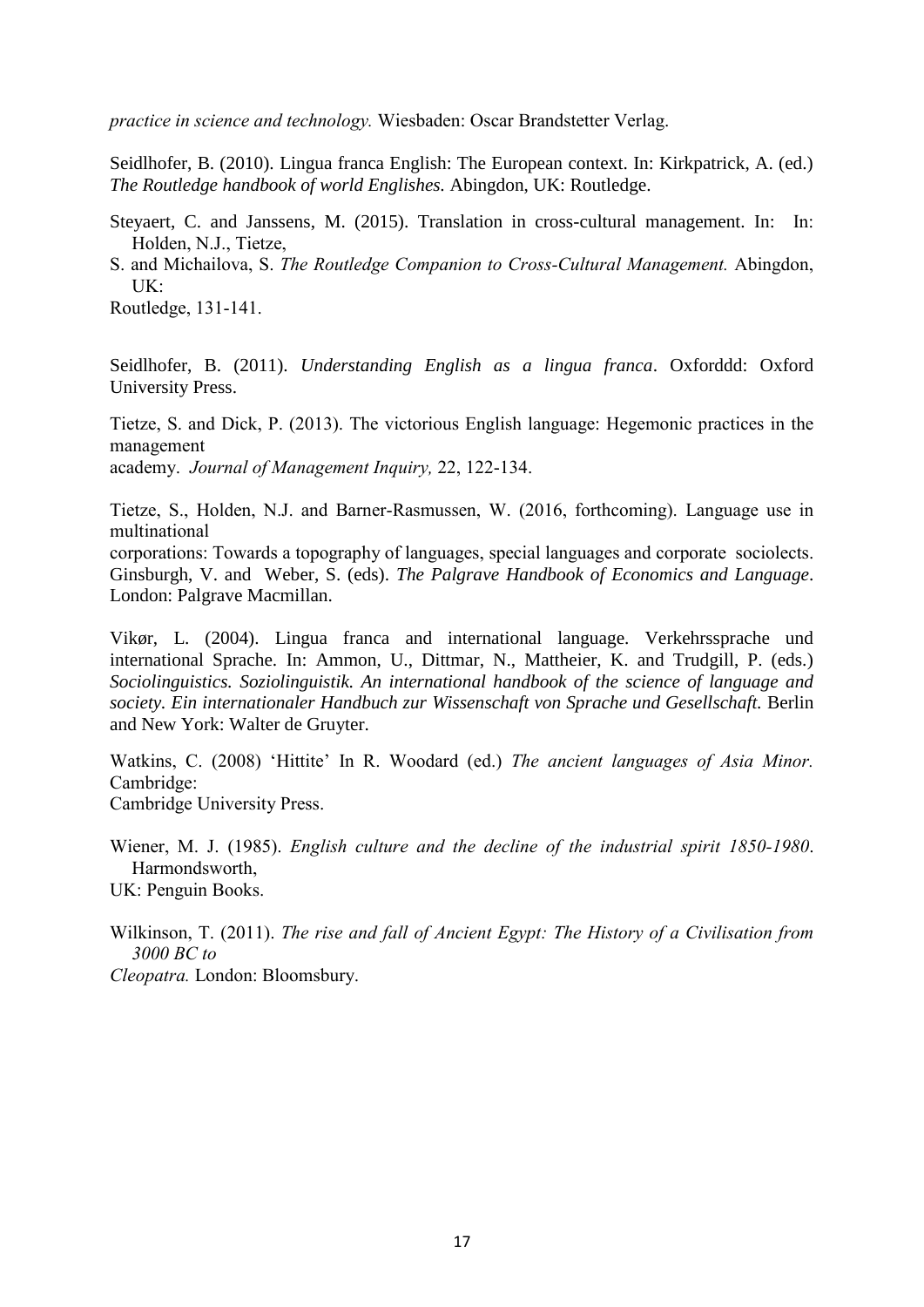*practice in science and technology.* Wiesbaden: Oscar Brandstetter Verlag.

Seidlhofer, B. (2010). Lingua franca English: The European context. In: Kirkpatrick, A. (ed.) *The Routledge handbook of world Englishes.* Abingdon, UK: Routledge.

Steyaert, C. and Janssens, M. (2015). Translation in cross-cultural management. In: In: Holden, N.J., Tietze,
S. and Michailova, S. *The Routledge Companion to Cross-Cultural Management.* Abingdon, UK:
Routledge, 131-141.

Seidlhofer, B. (2011). *Understanding English as a lingua franca*. Oxforddd: Oxford University Press.

Tietze, S. and Dick, P. (2013). The victorious English language: Hegemonic practices in the management
academy. *Journal of Management Inquiry,* 22, 122-134.

Tietze, S., Holden, N.J. and Barner-Rasmussen, W. (2016, forthcoming). Language use in multinational
corporations: Towards a topography of languages, special languages and corporate sociolects. Ginsburgh, V. and Weber, S. (eds). *The Palgrave Handbook of Economics and Language*. London: Palgrave Macmillan.

Vikør, L. (2004). Lingua franca and international language. Verkehrssprache und international Sprache. In: Ammon, U., Dittmar, N., Mattheier, K. and Trudgill, P. (eds.) *Sociolinguistics. Soziolinguistik. An international handbook of the science of language and society. Ein internationaler Handbuch zur Wissenschaft von Sprache und Gesellschaft.* Berlin and New York: Walter de Gruyter.

Watkins, C. (2008) 'Hittite' In R. Woodard (ed.) *The ancient languages of Asia Minor.* Cambridge:
Cambridge University Press.

Wiener, M. J. (1985). *English culture and the decline of the industrial spirit 1850-1980*. Harmondsworth,
UK: Penguin Books.

Wilkinson, T. (2011). *The rise and fall of Ancient Egypt: The History of a Civilisation from 3000 BC to
Cleopatra.* London: Bloomsbury.